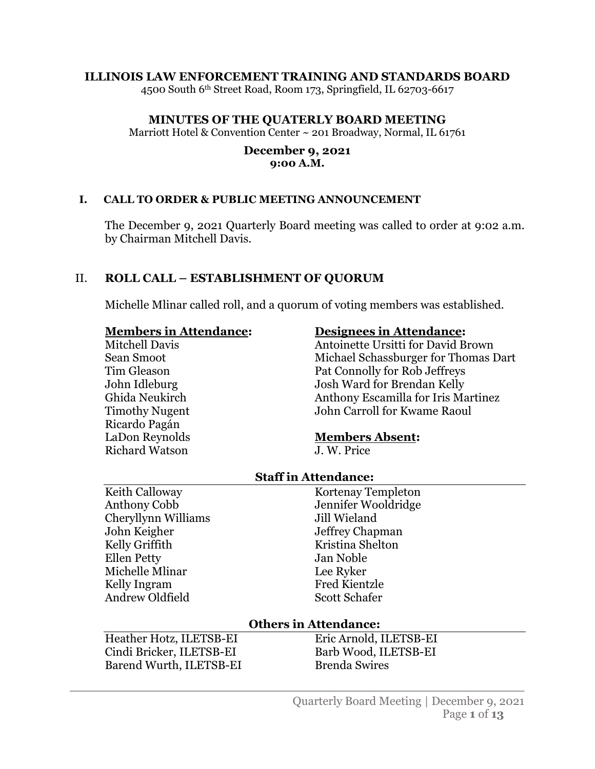# ILLINOIS LAW ENFORCEMENT TRAINING AND STANDARDS BOARD

4500 South 6th Street Road, Room 173, Springfield, IL 62703-6617

## MINUTES OF THE QUATERLY BOARD MEETING

Marriott Hotel & Convention Center ~ 201 Broadway, Normal, IL 61761

**December 9, 2021**
**9:00 A.M.**

## I. CALL TO ORDER & PUBLIC MEETING ANNOUNCEMENT

The December 9, 2021 Quarterly Board meeting was called to order at 9:02 a.m. by Chairman Mitchell Davis.

## II. ROLL CALL – ESTABLISHMENT OF QUORUM

Michelle Mlinar called roll, and a quorum of voting members was established.

**Members in Attendance:**

Mitchell Davis
Sean Smoot
Tim Gleason
John Idleburg
Ghida Neukirch
Timothy Nugent
Ricardo Pagán
LaDon Reynolds
Richard Watson

**Designees in Attendance:**

Antoinette Ursitti for David Brown
Michael Schassburger for Thomas Dart
Pat Connolly for Rob Jeffreys
Josh Ward for Brendan Kelly
Anthony Escamilla for Iris Martinez
John Carroll for Kwame Raoul

**Members Absent:**

J. W. Price

**Staff in Attendance:**

| | |
|---|---|
| Keith Calloway | Kortenay Templeton |
| Anthony Cobb | Jennifer Wooldridge |
| Cheryllynn Williams | Jill Wieland |
| John Keigher | Jeffrey Chapman |
| Kelly Griffith | Kristina Shelton |
| Ellen Petty | Jan Noble |
| Michelle Mlinar | Lee Ryker |
| Kelly Ingram | Fred Kientzle |
| Andrew Oldfield | Scott Schafer |

**Others in Attendance:**

| | |
|---|---|
| Heather Hotz, ILETSB-EI | Eric Arnold, ILETSB-EI |
| Cindi Bricker, ILETSB-EI | Barb Wood, ILETSB-EI |
| Barend Wurth, ILETSB-EI | Brenda Swires |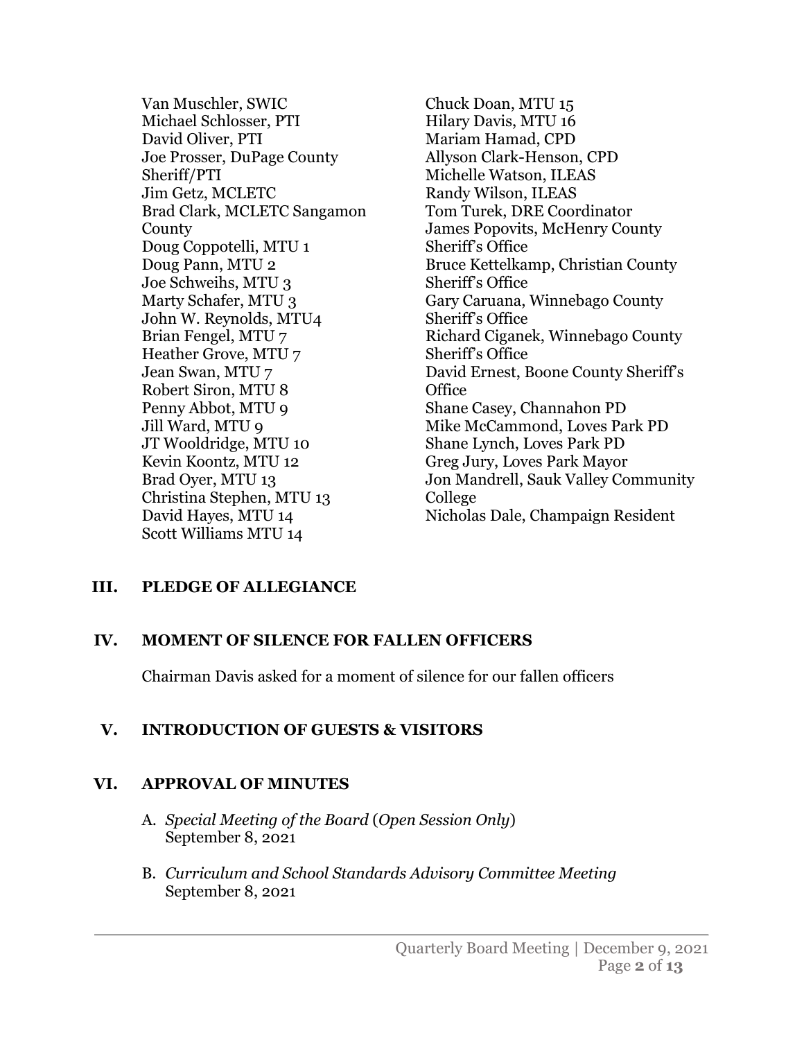Van Muschler, SWIC
Michael Schlosser, PTI
David Oliver, PTI
Joe Prosser, DuPage County Sheriff/PTI
Jim Getz, MCLETC
Brad Clark, MCLETC Sangamon County
Doug Coppotelli, MTU 1
Doug Pann, MTU 2
Joe Schweihs, MTU 3
Marty Schafer, MTU 3
John W. Reynolds, MTU4
Brian Fengel, MTU 7
Heather Grove, MTU 7
Jean Swan, MTU 7
Robert Siron, MTU 8
Penny Abbot, MTU 9
Jill Ward, MTU 9
JT Wooldridge, MTU 10
Kevin Koontz, MTU 12
Brad Oyer, MTU 13
Christina Stephen, MTU 13
David Hayes, MTU 14
Scott Williams MTU 14
Chuck Doan, MTU 15
Hilary Davis, MTU 16
Mariam Hamad, CPD
Allyson Clark-Henson, CPD
Michelle Watson, ILEAS
Randy Wilson, ILEAS
Tom Turek, DRE Coordinator
James Popovits, McHenry County Sheriff's Office
Bruce Kettelkamp, Christian County Sheriff's Office
Gary Caruana, Winnebago County Sheriff's Office
Richard Ciganek, Winnebago County Sheriff's Office
David Ernest, Boone County Sheriff's Office
Shane Casey, Channahon PD
Mike McCammond, Loves Park PD
Shane Lynch, Loves Park PD
Greg Jury, Loves Park Mayor
Jon Mandrell, Sauk Valley Community College
Nicholas Dale, Champaign Resident

## III. PLEDGE OF ALLEGIANCE

## IV. MOMENT OF SILENCE FOR FALLEN OFFICERS

Chairman Davis asked for a moment of silence for our fallen officers

## V. INTRODUCTION OF GUESTS & VISITORS

## VI. APPROVAL OF MINUTES

A. *Special Meeting of the Board* (*Open Session Only*)
September 8, 2021

B. *Curriculum and School Standards Advisory Committee Meeting*
September 8, 2021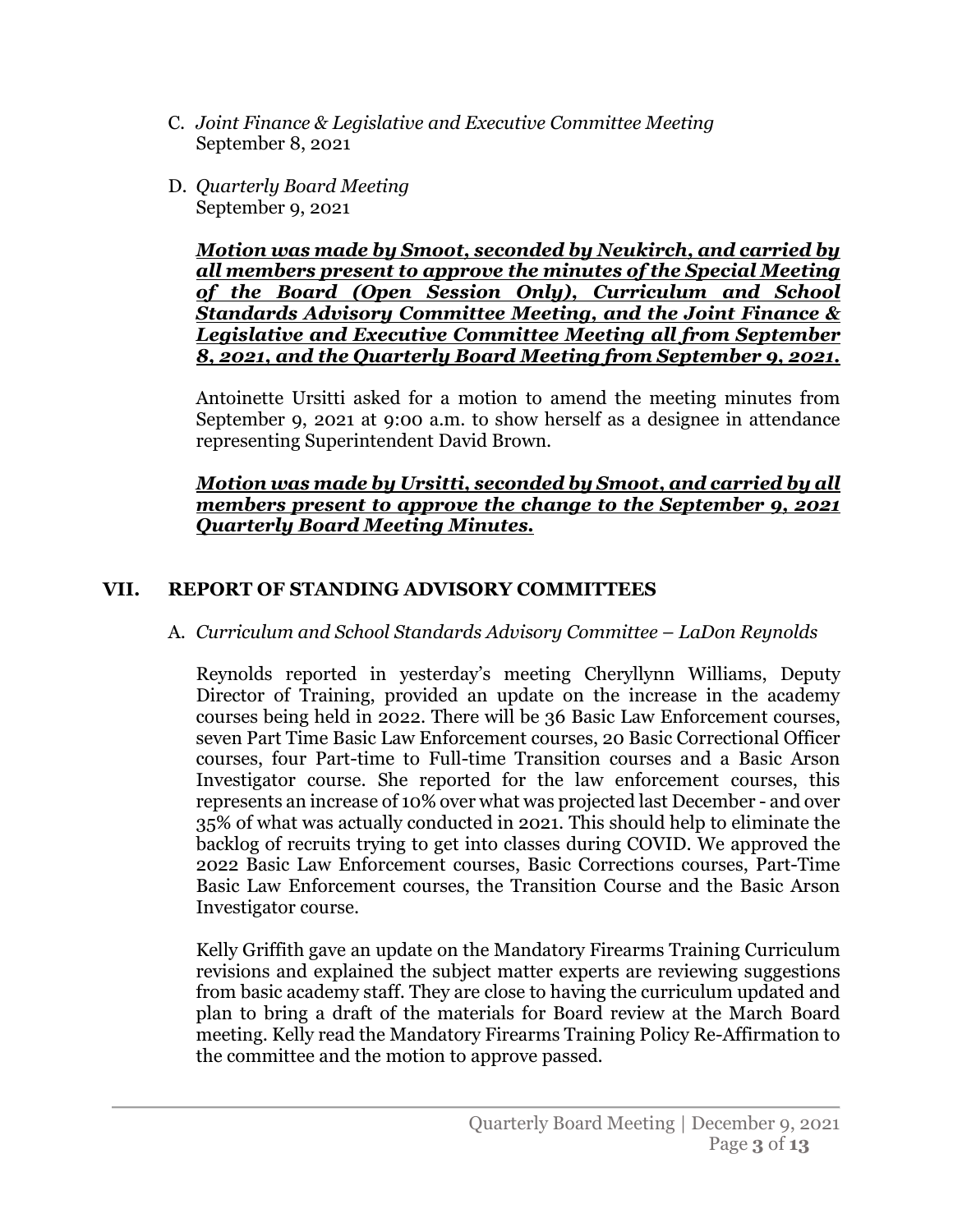C. *Joint Finance & Legislative and Executive Committee Meeting*
   September 8, 2021

D. *Quarterly Board Meeting*
   September 9, 2021

***Motion was made by Smoot, seconded by Neukirch, and carried by all members present to approve the minutes of the Special Meeting of the Board (Open Session Only), Curriculum and School Standards Advisory Committee Meeting, and the Joint Finance & Legislative and Executive Committee Meeting all from September 8, 2021, and the Quarterly Board Meeting from September 9, 2021.***

Antoinette Ursitti asked for a motion to amend the meeting minutes from September 9, 2021 at 9:00 a.m. to show herself as a designee in attendance representing Superintendent David Brown.

***Motion was made by Ursitti, seconded by Smoot, and carried by all members present to approve the change to the September 9, 2021 Quarterly Board Meeting Minutes.***

## VII. REPORT OF STANDING ADVISORY COMMITTEES

A. *Curriculum and School Standards Advisory Committee – LaDon Reynolds*

Reynolds reported in yesterday's meeting Cheryllynn Williams, Deputy Director of Training, provided an update on the increase in the academy courses being held in 2022. There will be 36 Basic Law Enforcement courses, seven Part Time Basic Law Enforcement courses, 20 Basic Correctional Officer courses, four Part-time to Full-time Transition courses and a Basic Arson Investigator course. She reported for the law enforcement courses, this represents an increase of 10% over what was projected last December - and over 35% of what was actually conducted in 2021. This should help to eliminate the backlog of recruits trying to get into classes during COVID. We approved the 2022 Basic Law Enforcement courses, Basic Corrections courses, Part-Time Basic Law Enforcement courses, the Transition Course and the Basic Arson Investigator course.

Kelly Griffith gave an update on the Mandatory Firearms Training Curriculum revisions and explained the subject matter experts are reviewing suggestions from basic academy staff. They are close to having the curriculum updated and plan to bring a draft of the materials for Board review at the March Board meeting. Kelly read the Mandatory Firearms Training Policy Re-Affirmation to the committee and the motion to approve passed.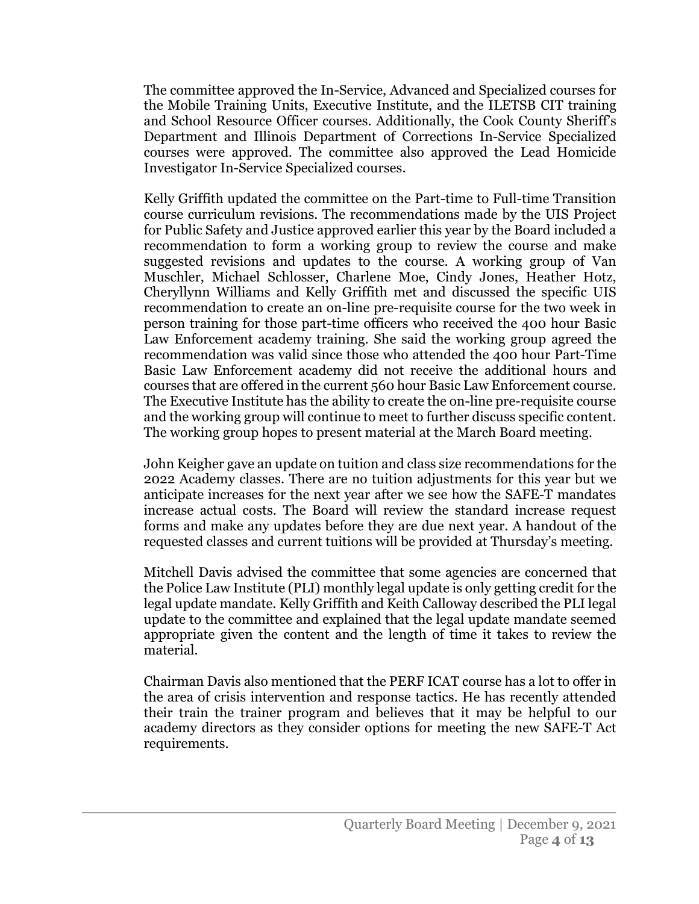The committee approved the In-Service, Advanced and Specialized courses for the Mobile Training Units, Executive Institute, and the ILETSB CIT training and School Resource Officer courses. Additionally, the Cook County Sheriff's Department and Illinois Department of Corrections In-Service Specialized courses were approved. The committee also approved the Lead Homicide Investigator In-Service Specialized courses.

Kelly Griffith updated the committee on the Part-time to Full-time Transition course curriculum revisions. The recommendations made by the UIS Project for Public Safety and Justice approved earlier this year by the Board included a recommendation to form a working group to review the course and make suggested revisions and updates to the course. A working group of Van Muschler, Michael Schlosser, Charlene Moe, Cindy Jones, Heather Hotz, Cheryllynn Williams and Kelly Griffith met and discussed the specific UIS recommendation to create an on-line pre-requisite course for the two week in person training for those part-time officers who received the 400 hour Basic Law Enforcement academy training. She said the working group agreed the recommendation was valid since those who attended the 400 hour Part-Time Basic Law Enforcement academy did not receive the additional hours and courses that are offered in the current 560 hour Basic Law Enforcement course. The Executive Institute has the ability to create the on-line pre-requisite course and the working group will continue to meet to further discuss specific content. The working group hopes to present material at the March Board meeting.

John Keigher gave an update on tuition and class size recommendations for the 2022 Academy classes. There are no tuition adjustments for this year but we anticipate increases for the next year after we see how the SAFE-T mandates increase actual costs. The Board will review the standard increase request forms and make any updates before they are due next year. A handout of the requested classes and current tuitions will be provided at Thursday's meeting.

Mitchell Davis advised the committee that some agencies are concerned that the Police Law Institute (PLI) monthly legal update is only getting credit for the legal update mandate. Kelly Griffith and Keith Calloway described the PLI legal update to the committee and explained that the legal update mandate seemed appropriate given the content and the length of time it takes to review the material.

Chairman Davis also mentioned that the PERF ICAT course has a lot to offer in the area of crisis intervention and response tactics. He has recently attended their train the trainer program and believes that it may be helpful to our academy directors as they consider options for meeting the new SAFE-T Act requirements.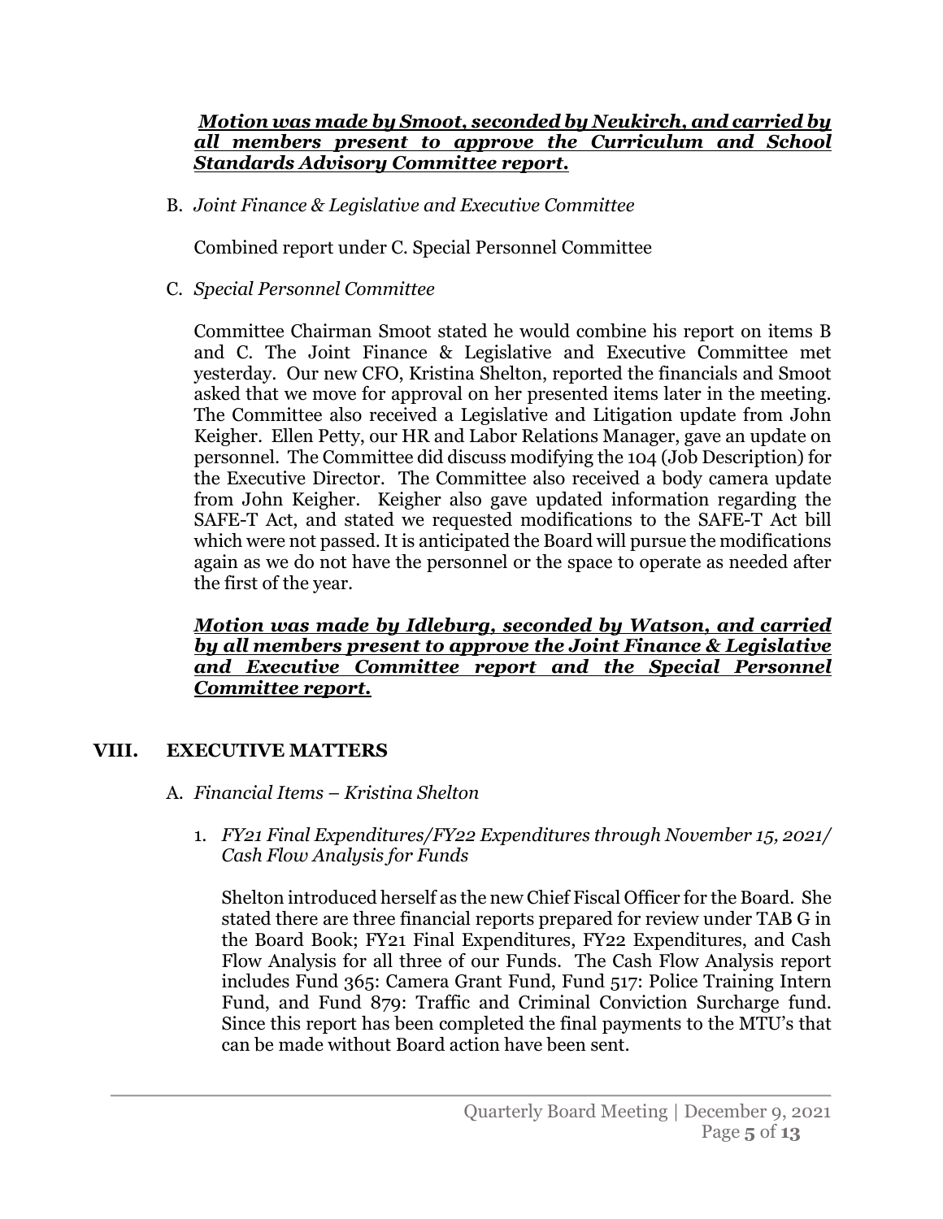***Motion was made by Smoot, seconded by Neukirch, and carried by all members present to approve the Curriculum and School Standards Advisory Committee report.***

B. *Joint Finance & Legislative and Executive Committee*

Combined report under C. Special Personnel Committee

C. *Special Personnel Committee*

Committee Chairman Smoot stated he would combine his report on items B and C. The Joint Finance & Legislative and Executive Committee met yesterday. Our new CFO, Kristina Shelton, reported the financials and Smoot asked that we move for approval on her presented items later in the meeting. The Committee also received a Legislative and Litigation update from John Keigher. Ellen Petty, our HR and Labor Relations Manager, gave an update on personnel. The Committee did discuss modifying the 104 (Job Description) for the Executive Director. The Committee also received a body camera update from John Keigher. Keigher also gave updated information regarding the SAFE-T Act, and stated we requested modifications to the SAFE-T Act bill which were not passed. It is anticipated the Board will pursue the modifications again as we do not have the personnel or the space to operate as needed after the first of the year.

***Motion was made by Idleburg, seconded by Watson, and carried by all members present to approve the Joint Finance & Legislative and Executive Committee report and the Special Personnel Committee report.***

## VIII. EXECUTIVE MATTERS

A. *Financial Items – Kristina Shelton*

1. *FY21 Final Expenditures/FY22 Expenditures through November 15, 2021/ Cash Flow Analysis for Funds*

   Shelton introduced herself as the new Chief Fiscal Officer for the Board. She stated there are three financial reports prepared for review under TAB G in the Board Book; FY21 Final Expenditures, FY22 Expenditures, and Cash Flow Analysis for all three of our Funds. The Cash Flow Analysis report includes Fund 365: Camera Grant Fund, Fund 517: Police Training Intern Fund, and Fund 879: Traffic and Criminal Conviction Surcharge fund. Since this report has been completed the final payments to the MTU's that can be made without Board action have been sent.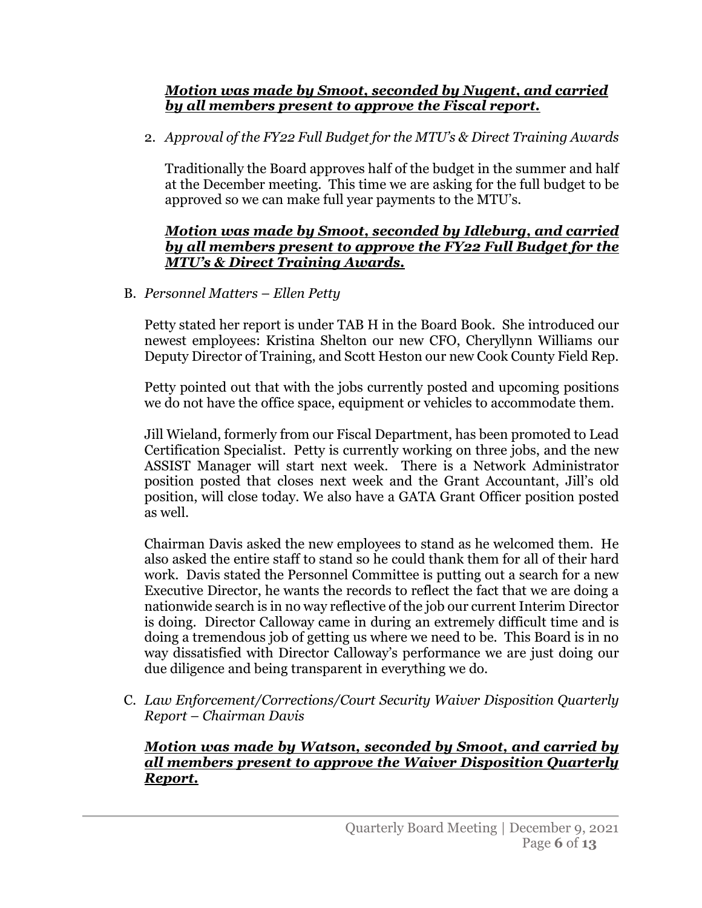***Motion was made by Smoot, seconded by Nugent, and carried by all members present to approve the Fiscal report.***

2. *Approval of the FY22 Full Budget for the MTU's & Direct Training Awards*

   Traditionally the Board approves half of the budget in the summer and half at the December meeting. This time we are asking for the full budget to be approved so we can make full year payments to the MTU's.

   ***Motion was made by Smoot, seconded by Idleburg, and carried by all members present to approve the FY22 Full Budget for the MTU's & Direct Training Awards.***

B. *Personnel Matters – Ellen Petty*

Petty stated her report is under TAB H in the Board Book. She introduced our newest employees: Kristina Shelton our new CFO, Cheryllynn Williams our Deputy Director of Training, and Scott Heston our new Cook County Field Rep.

Petty pointed out that with the jobs currently posted and upcoming positions we do not have the office space, equipment or vehicles to accommodate them.

Jill Wieland, formerly from our Fiscal Department, has been promoted to Lead Certification Specialist. Petty is currently working on three jobs, and the new ASSIST Manager will start next week. There is a Network Administrator position posted that closes next week and the Grant Accountant, Jill's old position, will close today. We also have a GATA Grant Officer position posted as well.

Chairman Davis asked the new employees to stand as he welcomed them. He also asked the entire staff to stand so he could thank them for all of their hard work. Davis stated the Personnel Committee is putting out a search for a new Executive Director, he wants the records to reflect the fact that we are doing a nationwide search is in no way reflective of the job our current Interim Director is doing. Director Calloway came in during an extremely difficult time and is doing a tremendous job of getting us where we need to be. This Board is in no way dissatisfied with Director Calloway's performance we are just doing our due diligence and being transparent in everything we do.

C. *Law Enforcement/Corrections/Court Security Waiver Disposition Quarterly Report – Chairman Davis*

***Motion was made by Watson, seconded by Smoot, and carried by all members present to approve the Waiver Disposition Quarterly Report.***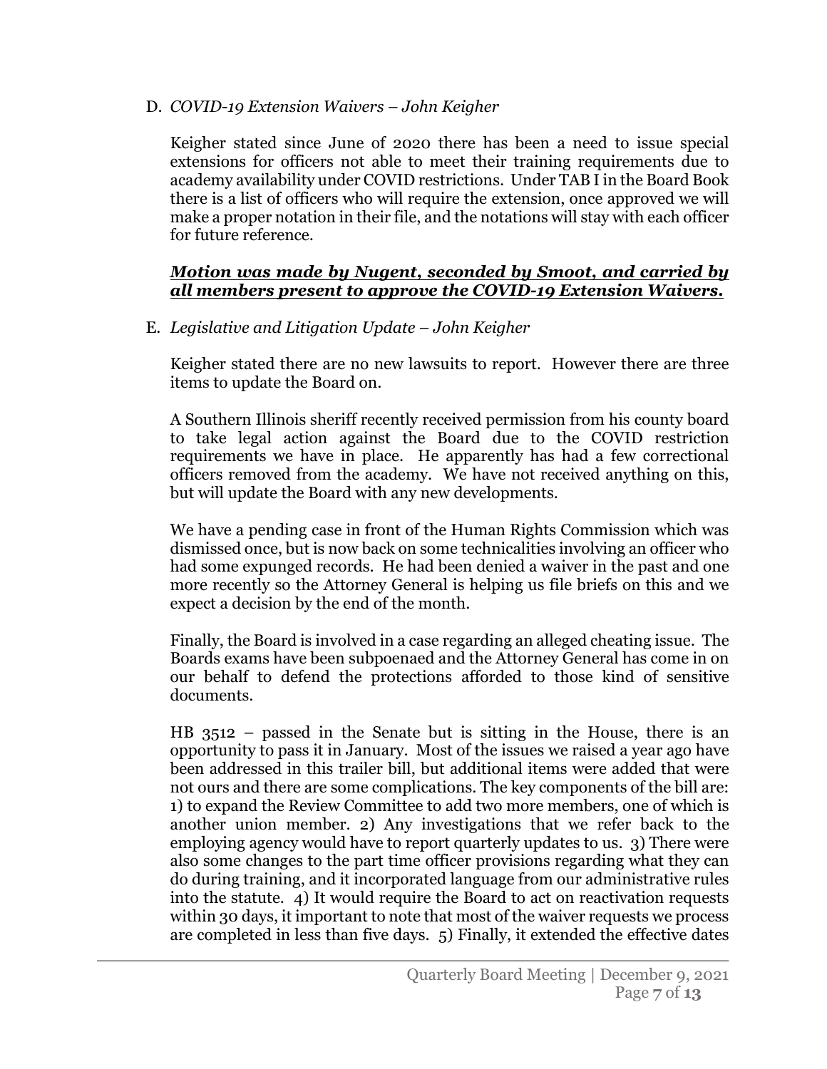D. *COVID-19 Extension Waivers – John Keigher*

Keigher stated since June of 2020 there has been a need to issue special extensions for officers not able to meet their training requirements due to academy availability under COVID restrictions. Under TAB I in the Board Book there is a list of officers who will require the extension, once approved we will make a proper notation in their file, and the notations will stay with each officer for future reference.

***Motion was made by Nugent, seconded by Smoot, and carried by all members present to approve the COVID-19 Extension Waivers.***

E. *Legislative and Litigation Update – John Keigher*

Keigher stated there are no new lawsuits to report. However there are three items to update the Board on.

A Southern Illinois sheriff recently received permission from his county board to take legal action against the Board due to the COVID restriction requirements we have in place. He apparently has had a few correctional officers removed from the academy. We have not received anything on this, but will update the Board with any new developments.

We have a pending case in front of the Human Rights Commission which was dismissed once, but is now back on some technicalities involving an officer who had some expunged records. He had been denied a waiver in the past and one more recently so the Attorney General is helping us file briefs on this and we expect a decision by the end of the month.

Finally, the Board is involved in a case regarding an alleged cheating issue. The Boards exams have been subpoenaed and the Attorney General has come in on our behalf to defend the protections afforded to those kind of sensitive documents.

HB 3512 – passed in the Senate but is sitting in the House, there is an opportunity to pass it in January. Most of the issues we raised a year ago have been addressed in this trailer bill, but additional items were added that were not ours and there are some complications. The key components of the bill are: 1) to expand the Review Committee to add two more members, one of which is another union member. 2) Any investigations that we refer back to the employing agency would have to report quarterly updates to us. 3) There were also some changes to the part time officer provisions regarding what they can do during training, and it incorporated language from our administrative rules into the statute. 4) It would require the Board to act on reactivation requests within 30 days, it important to note that most of the waiver requests we process are completed in less than five days. 5) Finally, it extended the effective dates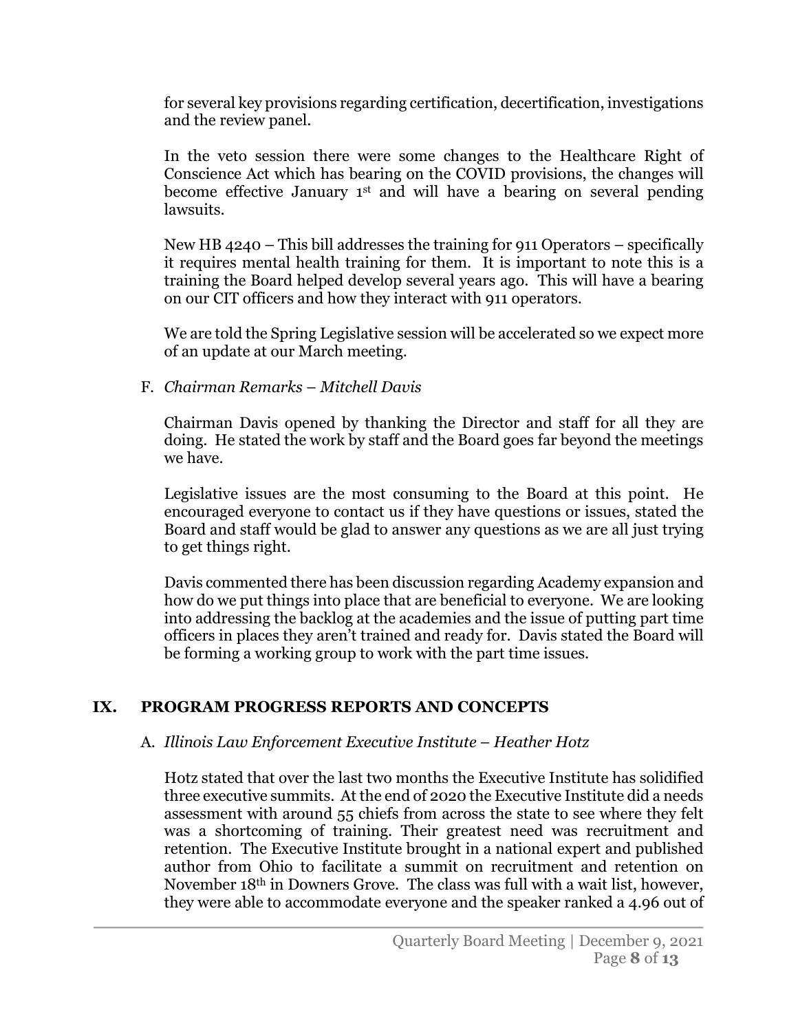for several key provisions regarding certification, decertification, investigations and the review panel.

In the veto session there were some changes to the Healthcare Right of Conscience Act which has bearing on the COVID provisions, the changes will become effective January 1st and will have a bearing on several pending lawsuits.

New HB 4240 – This bill addresses the training for 911 Operators – specifically it requires mental health training for them. It is important to note this is a training the Board helped develop several years ago. This will have a bearing on our CIT officers and how they interact with 911 operators.

We are told the Spring Legislative session will be accelerated so we expect more of an update at our March meeting.

F. *Chairman Remarks – Mitchell Davis*

Chairman Davis opened by thanking the Director and staff for all they are doing. He stated the work by staff and the Board goes far beyond the meetings we have.

Legislative issues are the most consuming to the Board at this point. He encouraged everyone to contact us if they have questions or issues, stated the Board and staff would be glad to answer any questions as we are all just trying to get things right.

Davis commented there has been discussion regarding Academy expansion and how do we put things into place that are beneficial to everyone. We are looking into addressing the backlog at the academies and the issue of putting part time officers in places they aren't trained and ready for. Davis stated the Board will be forming a working group to work with the part time issues.

## IX. PROGRAM PROGRESS REPORTS AND CONCEPTS

A. *Illinois Law Enforcement Executive Institute – Heather Hotz*

Hotz stated that over the last two months the Executive Institute has solidified three executive summits. At the end of 2020 the Executive Institute did a needs assessment with around 55 chiefs from across the state to see where they felt was a shortcoming of training. Their greatest need was recruitment and retention. The Executive Institute brought in a national expert and published author from Ohio to facilitate a summit on recruitment and retention on November 18th in Downers Grove. The class was full with a wait list, however, they were able to accommodate everyone and the speaker ranked a 4.96 out of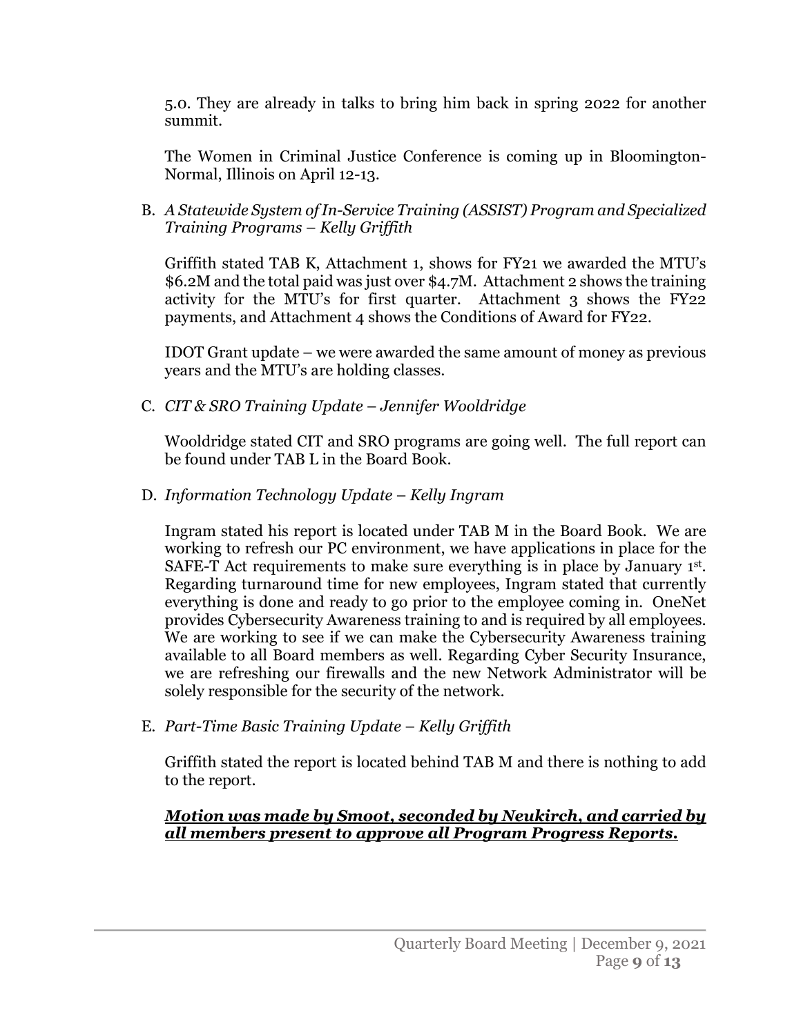5.0. They are already in talks to bring him back in spring 2022 for another summit.

The Women in Criminal Justice Conference is coming up in Bloomington-Normal, Illinois on April 12-13.

B. *A Statewide System of In-Service Training (ASSIST) Program and Specialized Training Programs – Kelly Griffith*

Griffith stated TAB K, Attachment 1, shows for FY21 we awarded the MTU's \$6.2M and the total paid was just over \$4.7M. Attachment 2 shows the training activity for the MTU's for first quarter. Attachment 3 shows the FY22 payments, and Attachment 4 shows the Conditions of Award for FY22.

IDOT Grant update – we were awarded the same amount of money as previous years and the MTU's are holding classes.

C. *CIT & SRO Training Update – Jennifer Wooldridge*

Wooldridge stated CIT and SRO programs are going well. The full report can be found under TAB L in the Board Book.

D. *Information Technology Update – Kelly Ingram*

Ingram stated his report is located under TAB M in the Board Book. We are working to refresh our PC environment, we have applications in place for the SAFE-T Act requirements to make sure everything is in place by January 1st. Regarding turnaround time for new employees, Ingram stated that currently everything is done and ready to go prior to the employee coming in. OneNet provides Cybersecurity Awareness training to and is required by all employees. We are working to see if we can make the Cybersecurity Awareness training available to all Board members as well. Regarding Cyber Security Insurance, we are refreshing our firewalls and the new Network Administrator will be solely responsible for the security of the network.

E. *Part-Time Basic Training Update – Kelly Griffith*

Griffith stated the report is located behind TAB M and there is nothing to add to the report.

***Motion was made by Smoot, seconded by Neukirch, and carried by all members present to approve all Program Progress Reports.***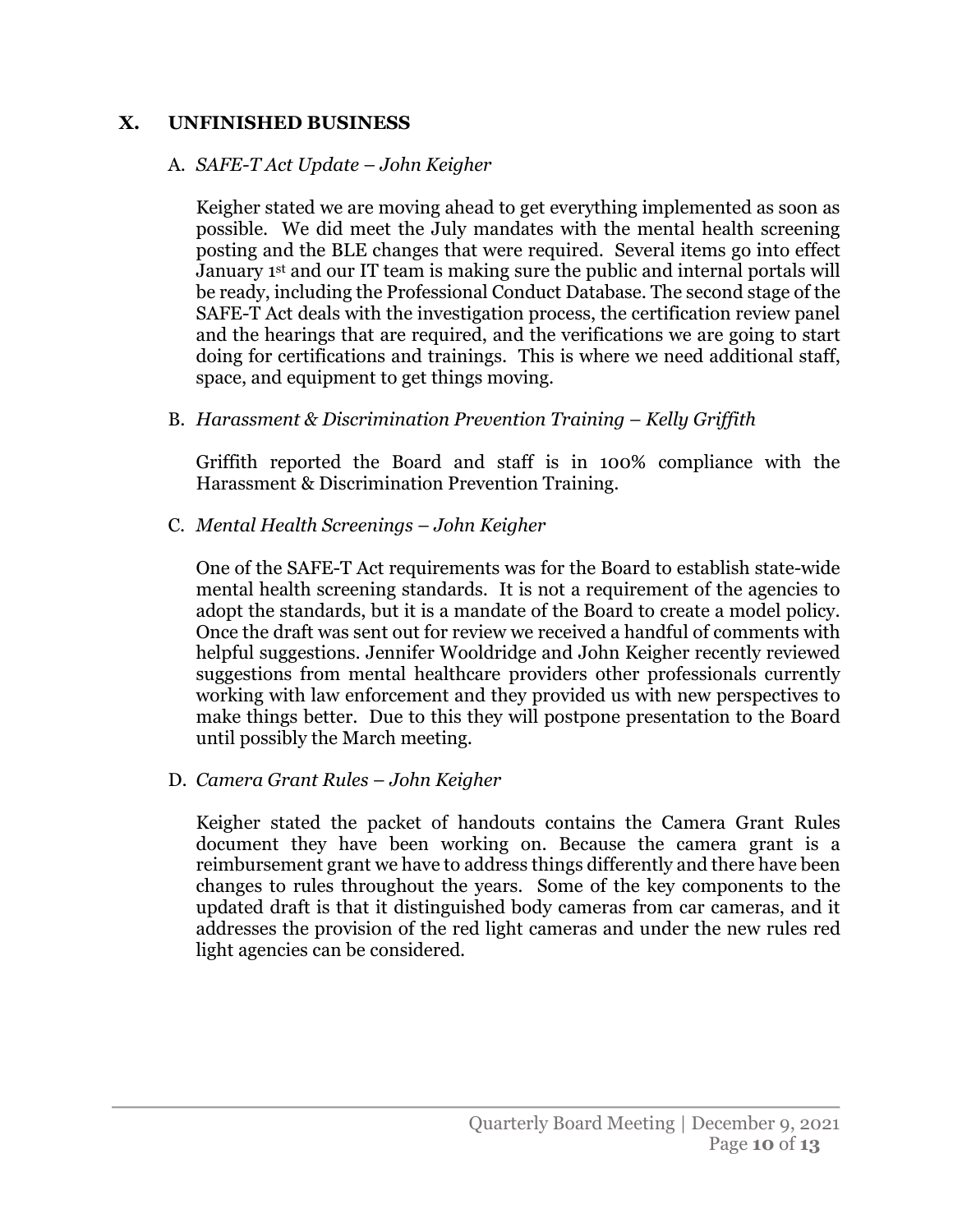## X. UNFINISHED BUSINESS

### A. *SAFE-T Act Update – John Keigher*

Keigher stated we are moving ahead to get everything implemented as soon as possible. We did meet the July mandates with the mental health screening posting and the BLE changes that were required. Several items go into effect January 1st and our IT team is making sure the public and internal portals will be ready, including the Professional Conduct Database. The second stage of the SAFE-T Act deals with the investigation process, the certification review panel and the hearings that are required, and the verifications we are going to start doing for certifications and trainings. This is where we need additional staff, space, and equipment to get things moving.

### B. *Harassment & Discrimination Prevention Training – Kelly Griffith*

Griffith reported the Board and staff is in 100% compliance with the Harassment & Discrimination Prevention Training.

### C. *Mental Health Screenings – John Keigher*

One of the SAFE-T Act requirements was for the Board to establish state-wide mental health screening standards. It is not a requirement of the agencies to adopt the standards, but it is a mandate of the Board to create a model policy. Once the draft was sent out for review we received a handful of comments with helpful suggestions. Jennifer Wooldridge and John Keigher recently reviewed suggestions from mental healthcare providers other professionals currently working with law enforcement and they provided us with new perspectives to make things better. Due to this they will postpone presentation to the Board until possibly the March meeting.

### D. *Camera Grant Rules – John Keigher*

Keigher stated the packet of handouts contains the Camera Grant Rules document they have been working on. Because the camera grant is a reimbursement grant we have to address things differently and there have been changes to rules throughout the years. Some of the key components to the updated draft is that it distinguished body cameras from car cameras, and it addresses the provision of the red light cameras and under the new rules red light agencies can be considered.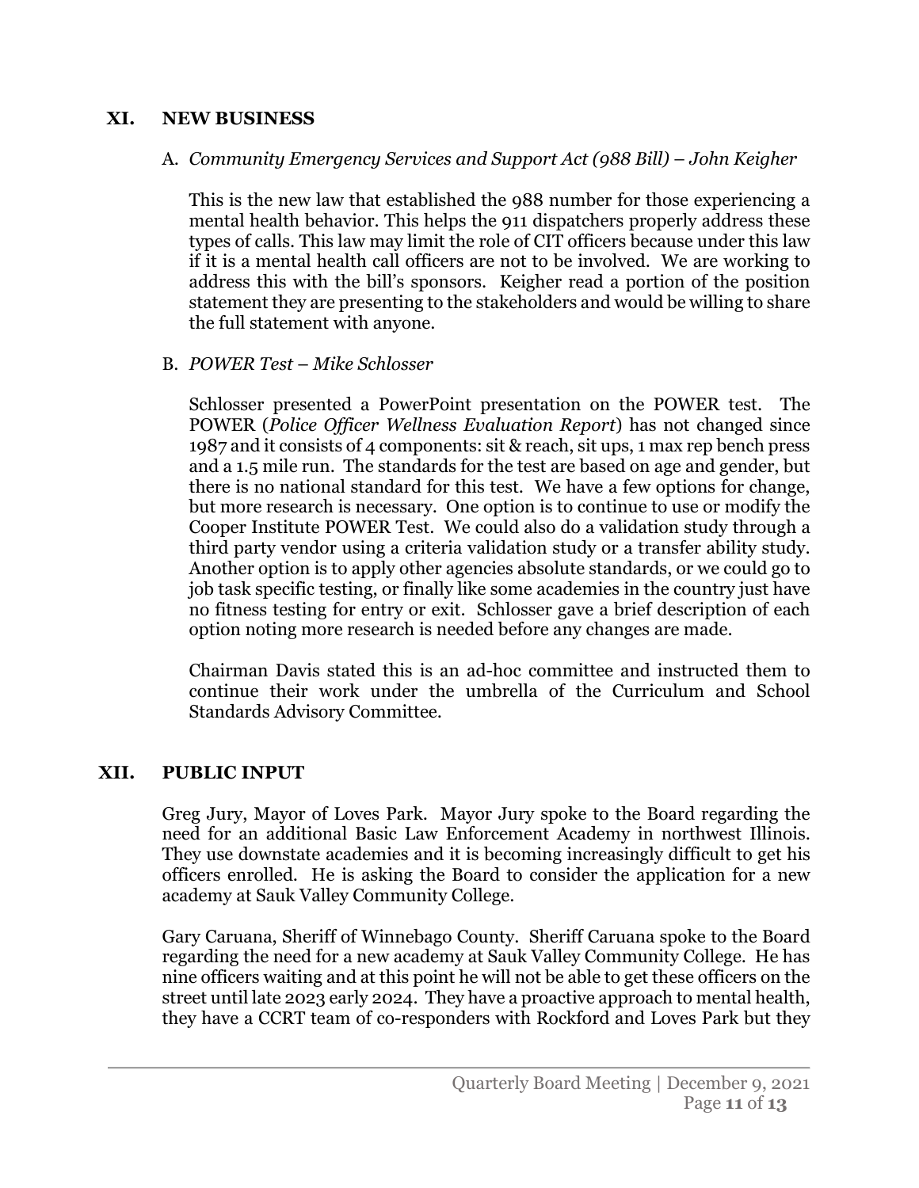## XI. NEW BUSINESS

A. *Community Emergency Services and Support Act (988 Bill) – John Keigher*

This is the new law that established the 988 number for those experiencing a mental health behavior. This helps the 911 dispatchers properly address these types of calls. This law may limit the role of CIT officers because under this law if it is a mental health call officers are not to be involved. We are working to address this with the bill's sponsors. Keigher read a portion of the position statement they are presenting to the stakeholders and would be willing to share the full statement with anyone.

B. *POWER Test – Mike Schlosser*

Schlosser presented a PowerPoint presentation on the POWER test. The POWER (*Police Officer Wellness Evaluation Report*) has not changed since 1987 and it consists of 4 components: sit & reach, sit ups, 1 max rep bench press and a 1.5 mile run. The standards for the test are based on age and gender, but there is no national standard for this test. We have a few options for change, but more research is necessary. One option is to continue to use or modify the Cooper Institute POWER Test. We could also do a validation study through a third party vendor using a criteria validation study or a transfer ability study. Another option is to apply other agencies absolute standards, or we could go to job task specific testing, or finally like some academies in the country just have no fitness testing for entry or exit. Schlosser gave a brief description of each option noting more research is needed before any changes are made.

Chairman Davis stated this is an ad-hoc committee and instructed them to continue their work under the umbrella of the Curriculum and School Standards Advisory Committee.

## XII. PUBLIC INPUT

Greg Jury, Mayor of Loves Park. Mayor Jury spoke to the Board regarding the need for an additional Basic Law Enforcement Academy in northwest Illinois. They use downstate academies and it is becoming increasingly difficult to get his officers enrolled. He is asking the Board to consider the application for a new academy at Sauk Valley Community College.

Gary Caruana, Sheriff of Winnebago County. Sheriff Caruana spoke to the Board regarding the need for a new academy at Sauk Valley Community College. He has nine officers waiting and at this point he will not be able to get these officers on the street until late 2023 early 2024. They have a proactive approach to mental health, they have a CCRT team of co-responders with Rockford and Loves Park but they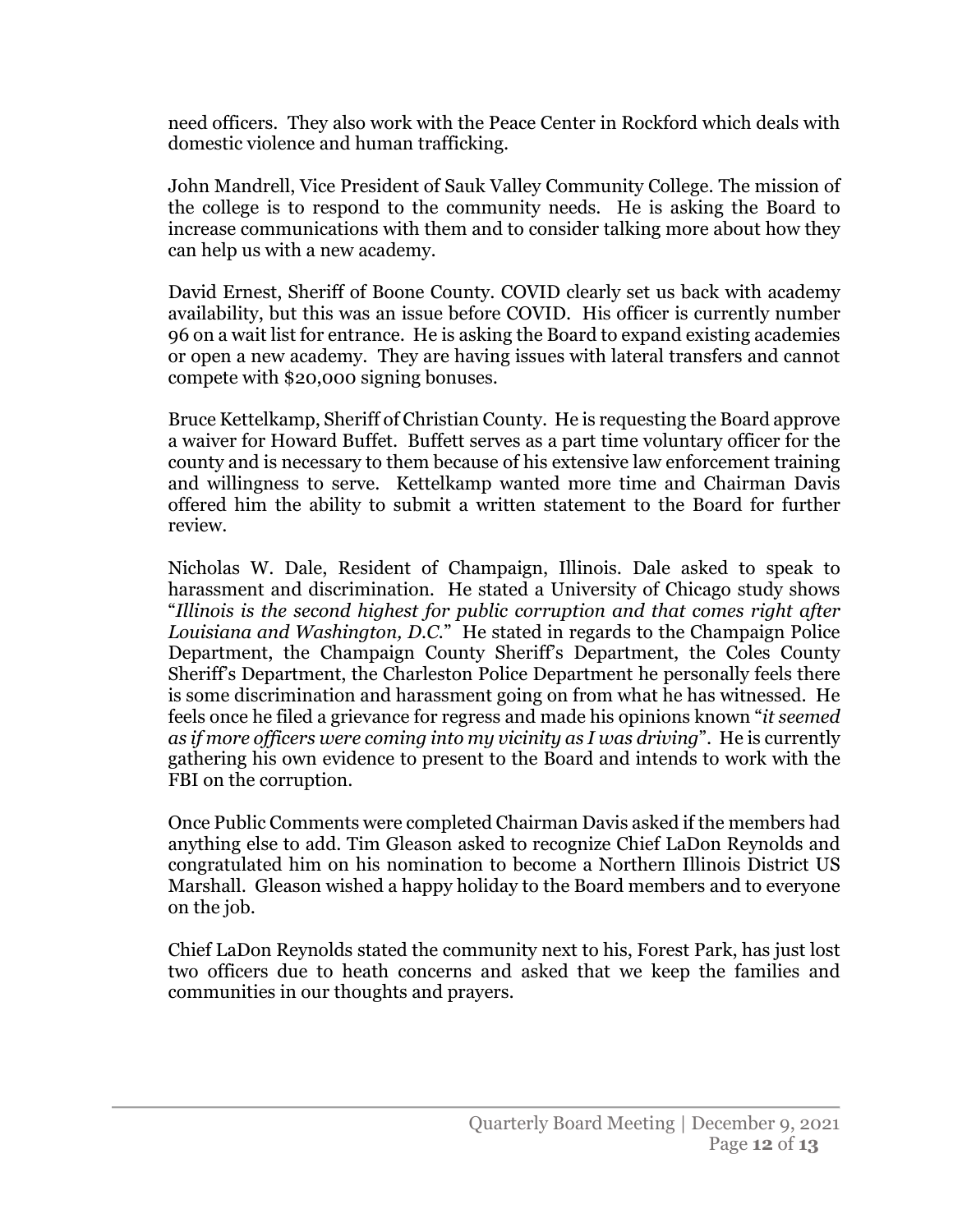need officers. They also work with the Peace Center in Rockford which deals with domestic violence and human trafficking.

John Mandrell, Vice President of Sauk Valley Community College. The mission of the college is to respond to the community needs. He is asking the Board to increase communications with them and to consider talking more about how they can help us with a new academy.

David Ernest, Sheriff of Boone County. COVID clearly set us back with academy availability, but this was an issue before COVID. His officer is currently number 96 on a wait list for entrance. He is asking the Board to expand existing academies or open a new academy. They are having issues with lateral transfers and cannot compete with $20,000 signing bonuses.

Bruce Kettelkamp, Sheriff of Christian County. He is requesting the Board approve a waiver for Howard Buffet. Buffett serves as a part time voluntary officer for the county and is necessary to them because of his extensive law enforcement training and willingness to serve. Kettelkamp wanted more time and Chairman Davis offered him the ability to submit a written statement to the Board for further review.

Nicholas W. Dale, Resident of Champaign, Illinois. Dale asked to speak to harassment and discrimination. He stated a University of Chicago study shows "*Illinois is the second highest for public corruption and that comes right after Louisiana and Washington, D.C.*" He stated in regards to the Champaign Police Department, the Champaign County Sheriff's Department, the Coles County Sheriff's Department, the Charleston Police Department he personally feels there is some discrimination and harassment going on from what he has witnessed. He feels once he filed a grievance for regress and made his opinions known "*it seemed as if more officers were coming into my vicinity as I was driving*". He is currently gathering his own evidence to present to the Board and intends to work with the FBI on the corruption.

Once Public Comments were completed Chairman Davis asked if the members had anything else to add. Tim Gleason asked to recognize Chief LaDon Reynolds and congratulated him on his nomination to become a Northern Illinois District US Marshall. Gleason wished a happy holiday to the Board members and to everyone on the job.

Chief LaDon Reynolds stated the community next to his, Forest Park, has just lost two officers due to heath concerns and asked that we keep the families and communities in our thoughts and prayers.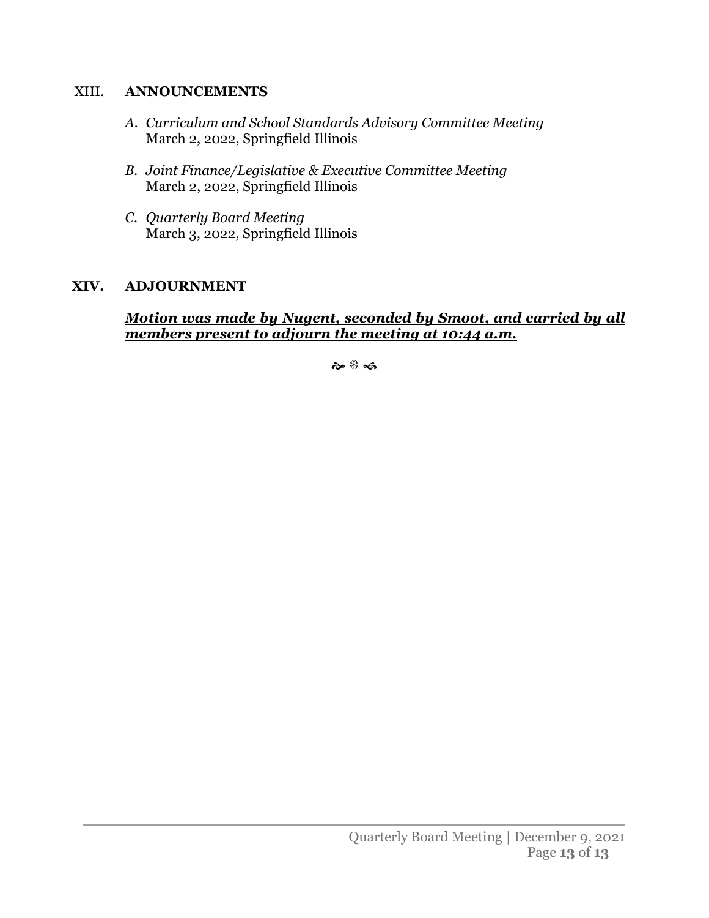## XIII. ANNOUNCEMENTS

A. *Curriculum and School Standards Advisory Committee Meeting*
March 2, 2022, Springfield Illinois

B. *Joint Finance/Legislative & Executive Committee Meeting*
March 2, 2022, Springfield Illinois

C. *Quarterly Board Meeting*
March 3, 2022, Springfield Illinois

## XIV. ADJOURNMENT

***<u>Motion was made by Nugent, seconded by Smoot, and carried by all members present to adjourn the meeting at 10:44 a.m.</u>***

☙ ❄ ❧